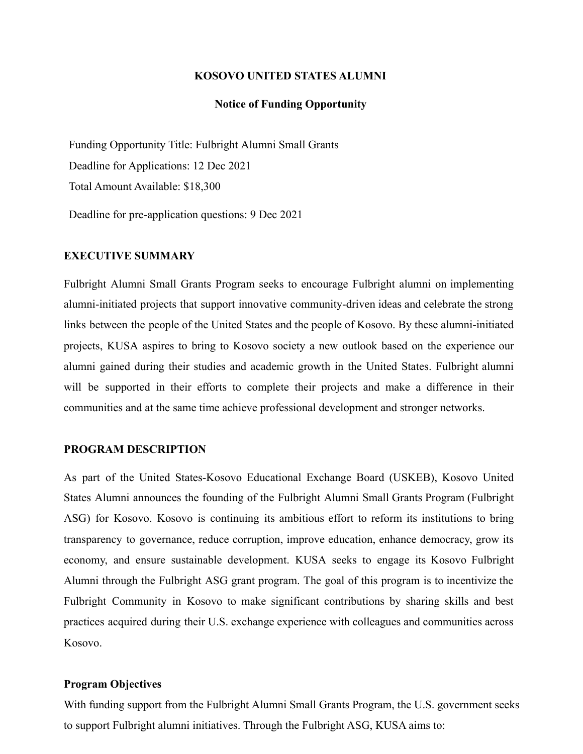# KOSOVO UNITED STATES ALUMNI

## Notice of Funding Opportunity

Funding Opportunity Title: Fulbright Alumni Small Grants

Deadline for Applications: 12 Dec 2021

Total Amount Available: $18,300

Deadline for pre-application questions: 9 Dec 2021

## EXECUTIVE SUMMARY

Fulbright Alumni Small Grants Program seeks to encourage Fulbright alumni on implementing alumni-initiated projects that support innovative community-driven ideas and celebrate the strong links between the people of the United States and the people of Kosovo. By these alumni-initiated projects, KUSA aspires to bring to Kosovo society a new outlook based on the experience our alumni gained during their studies and academic growth in the United States. Fulbright alumni will be supported in their efforts to complete their projects and make a difference in their communities and at the same time achieve professional development and stronger networks.

## PROGRAM DESCRIPTION

As part of the United States-Kosovo Educational Exchange Board (USKEB), Kosovo United States Alumni announces the founding of the Fulbright Alumni Small Grants Program (Fulbright ASG) for Kosovo. Kosovo is continuing its ambitious effort to reform its institutions to bring transparency to governance, reduce corruption, improve education, enhance democracy, grow its economy, and ensure sustainable development. KUSA seeks to engage its Kosovo Fulbright Alumni through the Fulbright ASG grant program. The goal of this program is to incentivize the Fulbright Community in Kosovo to make significant contributions by sharing skills and best practices acquired during their U.S. exchange experience with colleagues and communities across Kosovo.

### Program Objectives

With funding support from the Fulbright Alumni Small Grants Program, the U.S. government seeks to support Fulbright alumni initiatives. Through the Fulbright ASG, KUSA aims to: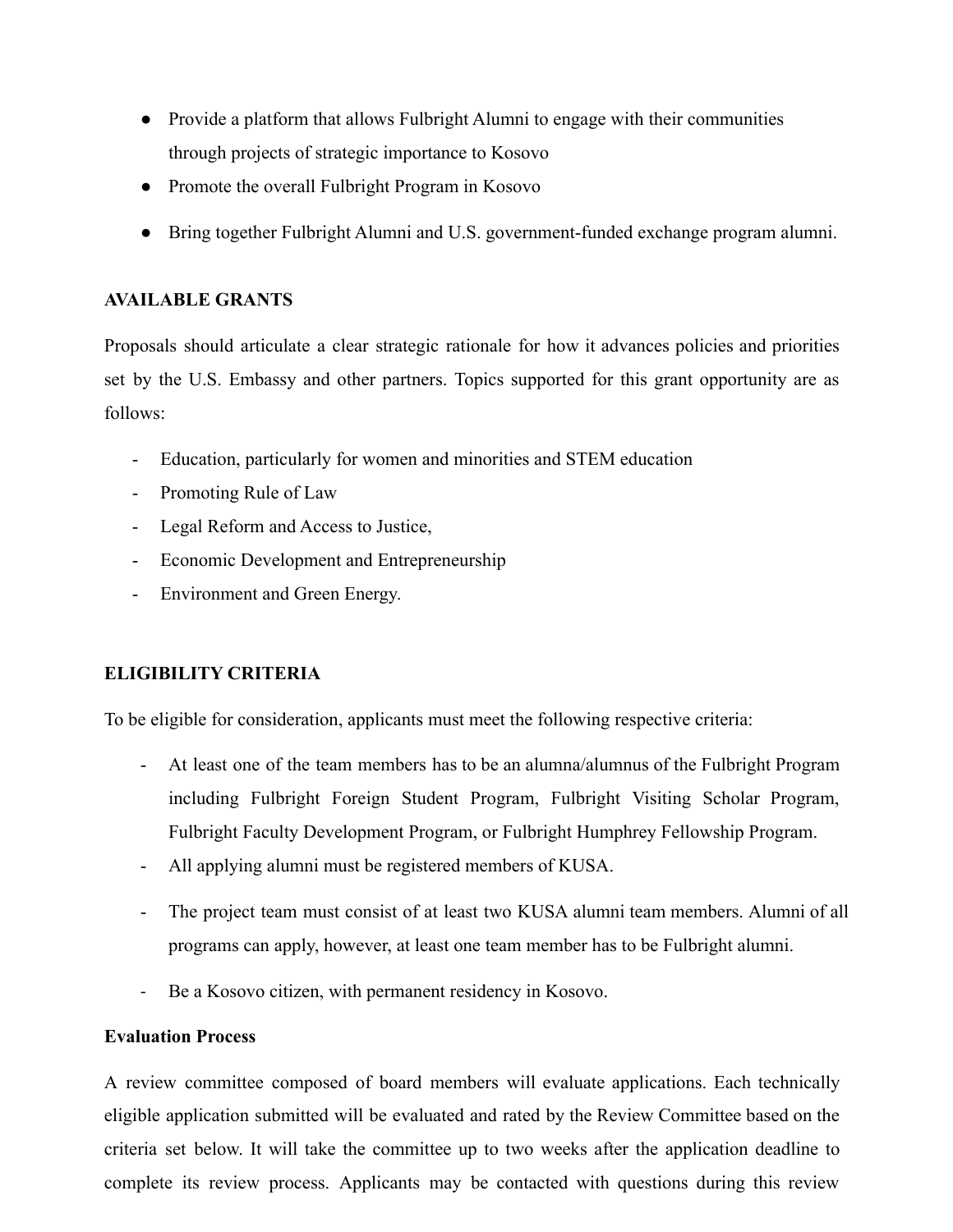- Provide a platform that allows Fulbright Alumni to engage with their communities through projects of strategic importance to Kosovo
- Promote the overall Fulbright Program in Kosovo
- Bring together Fulbright Alumni and U.S. government-funded exchange program alumni.

**AVAILABLE GRANTS**

Proposals should articulate a clear strategic rationale for how it advances policies and priorities set by the U.S. Embassy and other partners. Topics supported for this grant opportunity are as follows:

- Education, particularly for women and minorities and STEM education
- Promoting Rule of Law
- Legal Reform and Access to Justice,
- Economic Development and Entrepreneurship
- Environment and Green Energy.

**ELIGIBILITY CRITERIA**

To be eligible for consideration, applicants must meet the following respective criteria:

- At least one of the team members has to be an alumna/alumnus of the Fulbright Program including Fulbright Foreign Student Program, Fulbright Visiting Scholar Program, Fulbright Faculty Development Program, or Fulbright Humphrey Fellowship Program.
- All applying alumni must be registered members of KUSA.
- The project team must consist of at least two KUSA alumni team members. Alumni of all programs can apply, however, at least one team member has to be Fulbright alumni.
- Be a Kosovo citizen, with permanent residency in Kosovo.

**Evaluation Process**

A review committee composed of board members will evaluate applications. Each technically eligible application submitted will be evaluated and rated by the Review Committee based on the criteria set below. It will take the committee up to two weeks after the application deadline to complete its review process. Applicants may be contacted with questions during this review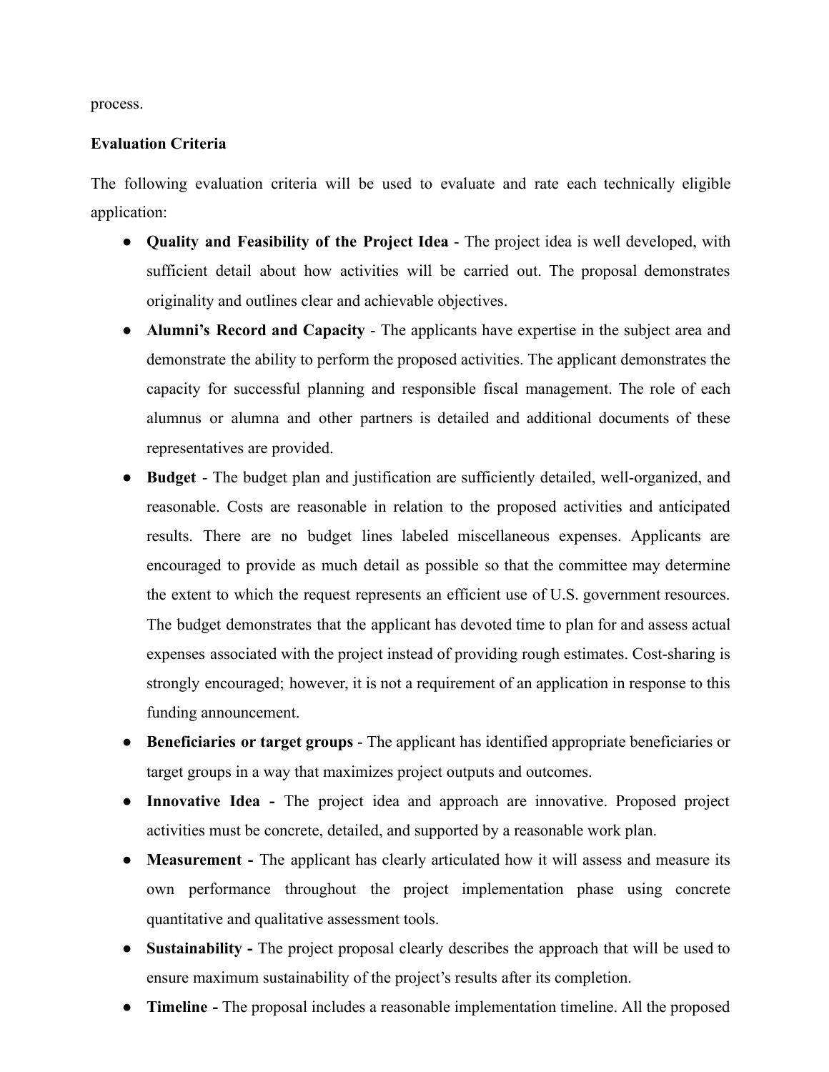process.

**Evaluation Criteria**

The following evaluation criteria will be used to evaluate and rate each technically eligible application:

- **Quality and Feasibility of the Project Idea** - The project idea is well developed, with sufficient detail about how activities will be carried out. The proposal demonstrates originality and outlines clear and achievable objectives.
- **Alumni's Record and Capacity** - The applicants have expertise in the subject area and demonstrate the ability to perform the proposed activities. The applicant demonstrates the capacity for successful planning and responsible fiscal management. The role of each alumnus or alumna and other partners is detailed and additional documents of these representatives are provided.
- **Budget** - The budget plan and justification are sufficiently detailed, well-organized, and reasonable. Costs are reasonable in relation to the proposed activities and anticipated results. There are no budget lines labeled miscellaneous expenses. Applicants are encouraged to provide as much detail as possible so that the committee may determine the extent to which the request represents an efficient use of U.S. government resources. The budget demonstrates that the applicant has devoted time to plan for and assess actual expenses associated with the project instead of providing rough estimates. Cost-sharing is strongly encouraged; however, it is not a requirement of an application in response to this funding announcement.
- **Beneficiaries or target groups** - The applicant has identified appropriate beneficiaries or target groups in a way that maximizes project outputs and outcomes.
- **Innovative Idea -** The project idea and approach are innovative. Proposed project activities must be concrete, detailed, and supported by a reasonable work plan.
- **Measurement -** The applicant has clearly articulated how it will assess and measure its own performance throughout the project implementation phase using concrete quantitative and qualitative assessment tools.
- **Sustainability -** The project proposal clearly describes the approach that will be used to ensure maximum sustainability of the project's results after its completion.
- **Timeline -** The proposal includes a reasonable implementation timeline. All the proposed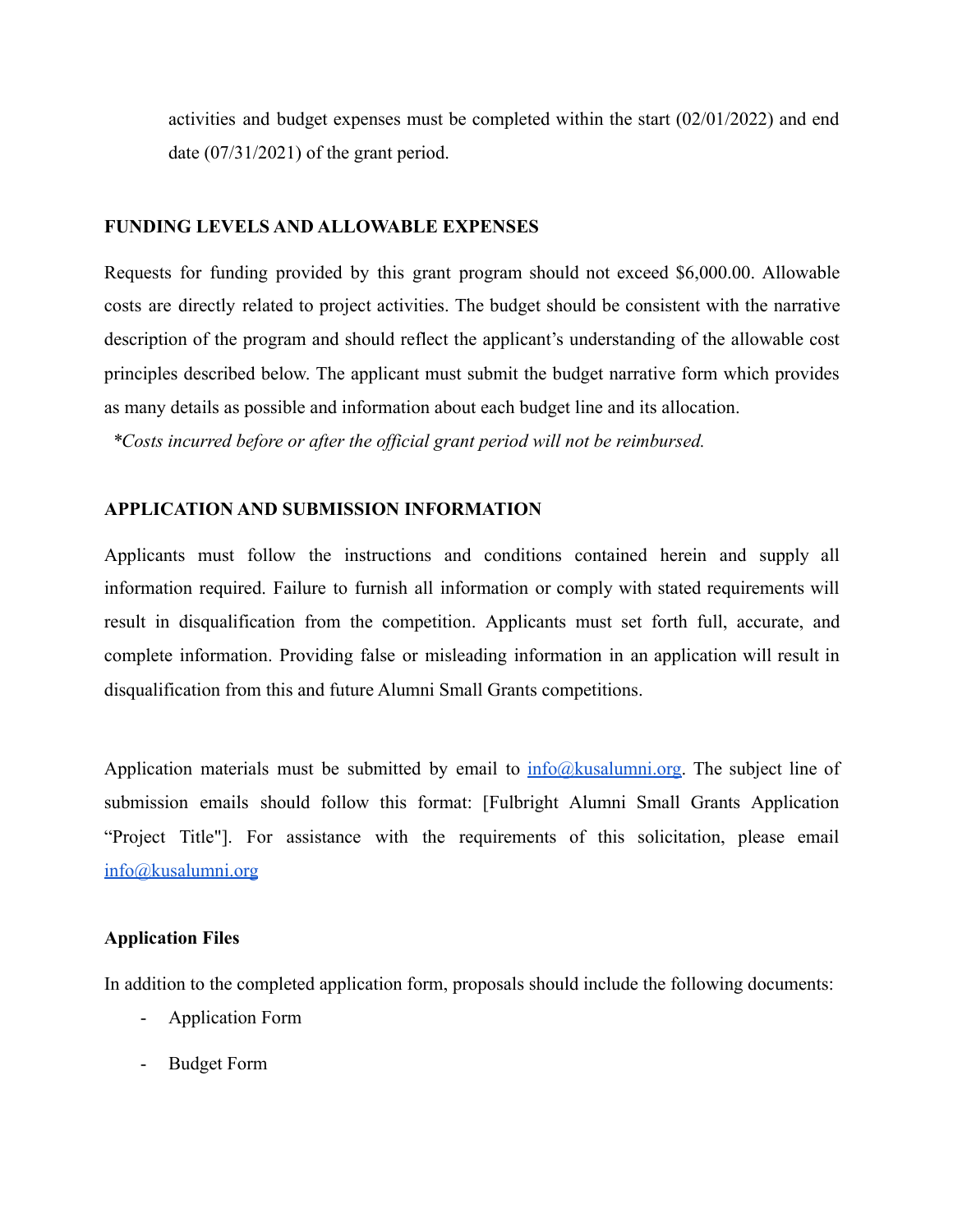activities and budget expenses must be completed within the start (02/01/2022) and end date (07/31/2021) of the grant period.

**FUNDING LEVELS AND ALLOWABLE EXPENSES**

Requests for funding provided by this grant program should not exceed $6,000.00. Allowable costs are directly related to project activities. The budget should be consistent with the narrative description of the program and should reflect the applicant's understanding of the allowable cost principles described below. The applicant must submit the budget narrative form which provides as many details as possible and information about each budget line and its allocation.

*\*Costs incurred before or after the official grant period will not be reimbursed.*

**APPLICATION AND SUBMISSION INFORMATION**

Applicants must follow the instructions and conditions contained herein and supply all information required. Failure to furnish all information or comply with stated requirements will result in disqualification from the competition. Applicants must set forth full, accurate, and complete information. Providing false or misleading information in an application will result in disqualification from this and future Alumni Small Grants competitions.

Application materials must be submitted by email to [info@kusalumni.org](mailto:info@kusalumni.org). The subject line of submission emails should follow this format: [Fulbright Alumni Small Grants Application "Project Title"]. For assistance with the requirements of this solicitation, please email [info@kusalumni.org](mailto:info@kusalumni.org)

**Application Files**

In addition to the completed application form, proposals should include the following documents:

- Application Form
- Budget Form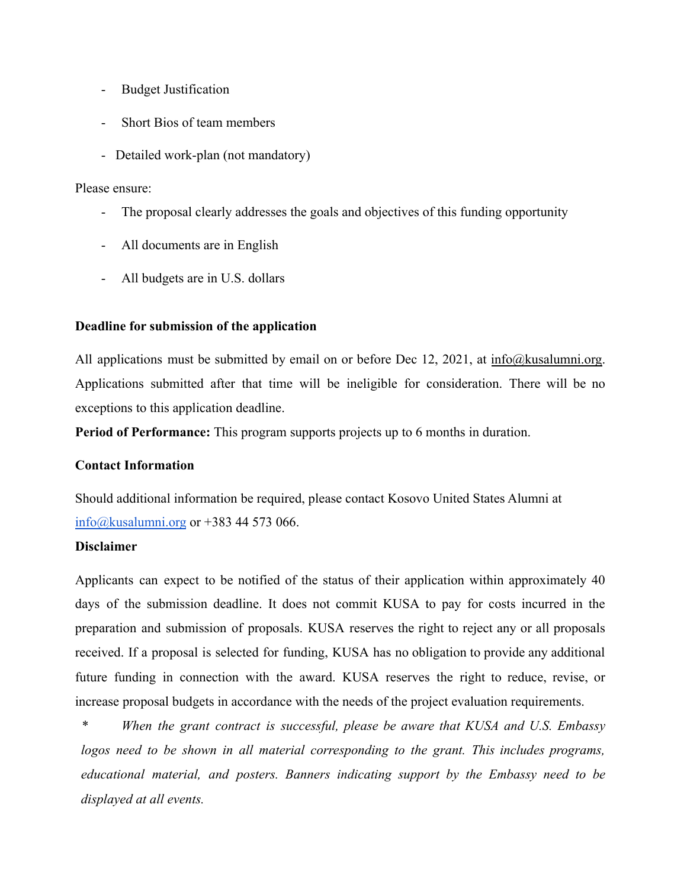- Budget Justification
- Short Bios of team members
- Detailed work-plan (not mandatory)

Please ensure:

- The proposal clearly addresses the goals and objectives of this funding opportunity
- All documents are in English
- All budgets are in U.S. dollars

**Deadline for submission of the application**

All applications must be submitted by email on or before Dec 12, 2021, at info@kusalumni.org. Applications submitted after that time will be ineligible for consideration. There will be no exceptions to this application deadline.

**Period of Performance:** This program supports projects up to 6 months in duration.

**Contact Information**

Should additional information be required, please contact Kosovo United States Alumni at info@kusalumni.org or +383 44 573 066.

**Disclaimer**

Applicants can expect to be notified of the status of their application within approximately 40 days of the submission deadline. It does not commit KUSA to pay for costs incurred in the preparation and submission of proposals. KUSA reserves the right to reject any or all proposals received. If a proposal is selected for funding, KUSA has no obligation to provide any additional future funding in connection with the award. KUSA reserves the right to reduce, revise, or increase proposal budgets in accordance with the needs of the project evaluation requirements.

* *When the grant contract is successful, please be aware that KUSA and U.S. Embassy logos need to be shown in all material corresponding to the grant. This includes programs, educational material, and posters. Banners indicating support by the Embassy need to be displayed at all events.*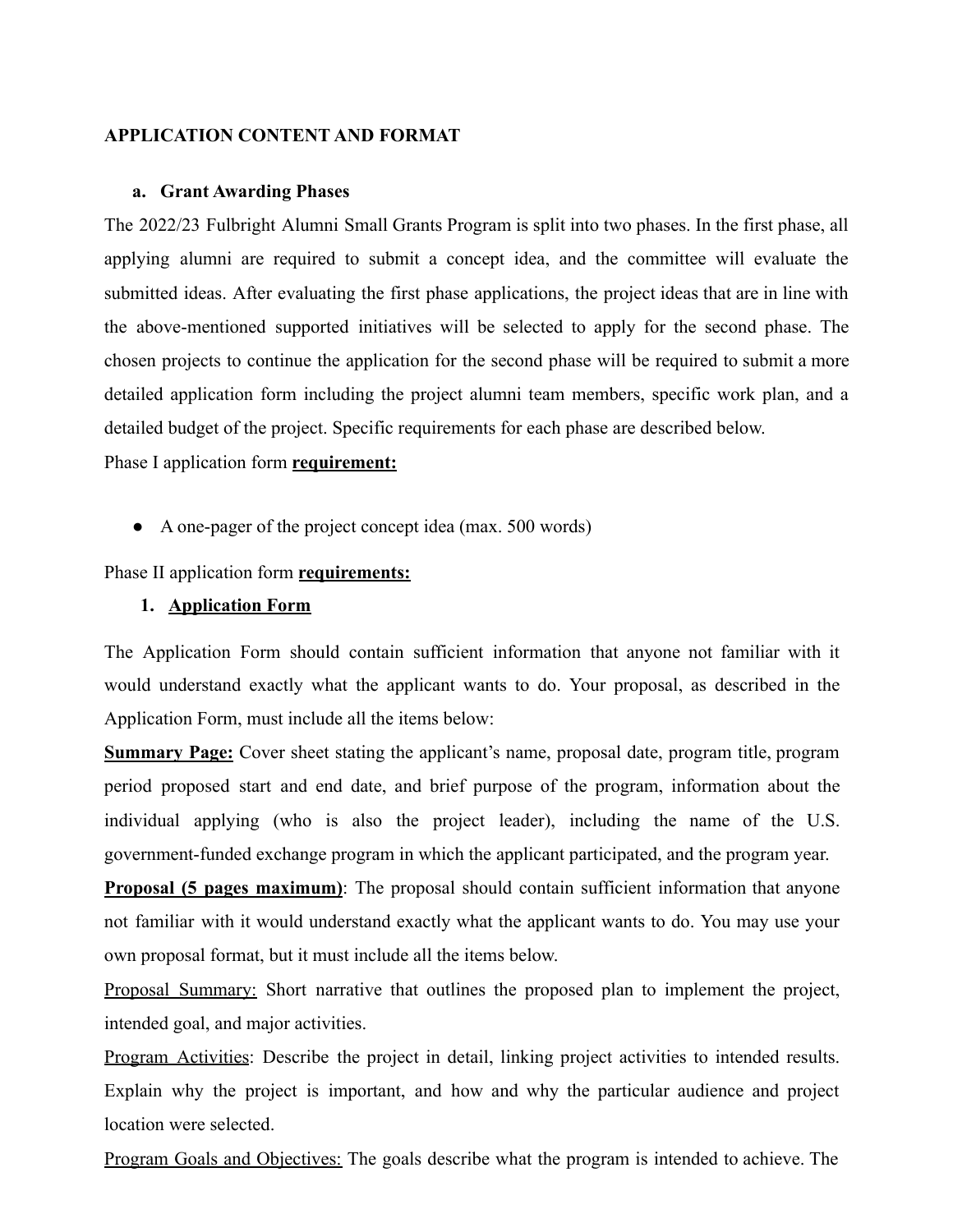**APPLICATION CONTENT AND FORMAT**

**a. Grant Awarding Phases**

The 2022/23 Fulbright Alumni Small Grants Program is split into two phases. In the first phase, all applying alumni are required to submit a concept idea, and the committee will evaluate the submitted ideas. After evaluating the first phase applications, the project ideas that are in line with the above-mentioned supported initiatives will be selected to apply for the second phase. The chosen projects to continue the application for the second phase will be required to submit a more detailed application form including the project alumni team members, specific work plan, and a detailed budget of the project. Specific requirements for each phase are described below.

Phase I application form **requirement:**

- A one-pager of the project concept idea (max. 500 words)

Phase II application form **requirements:**

1. **Application Form**

The Application Form should contain sufficient information that anyone not familiar with it would understand exactly what the applicant wants to do. Your proposal, as described in the Application Form, must include all the items below:

**Summary Page:** Cover sheet stating the applicant's name, proposal date, program title, program period proposed start and end date, and brief purpose of the program, information about the individual applying (who is also the project leader), including the name of the U.S. government-funded exchange program in which the applicant participated, and the program year.

**Proposal (5 pages maximum)**: The proposal should contain sufficient information that anyone not familiar with it would understand exactly what the applicant wants to do. You may use your own proposal format, but it must include all the items below.

Proposal Summary: Short narrative that outlines the proposed plan to implement the project, intended goal, and major activities.

Program Activities: Describe the project in detail, linking project activities to intended results. Explain why the project is important, and how and why the particular audience and project location were selected.

Program Goals and Objectives: The goals describe what the program is intended to achieve. The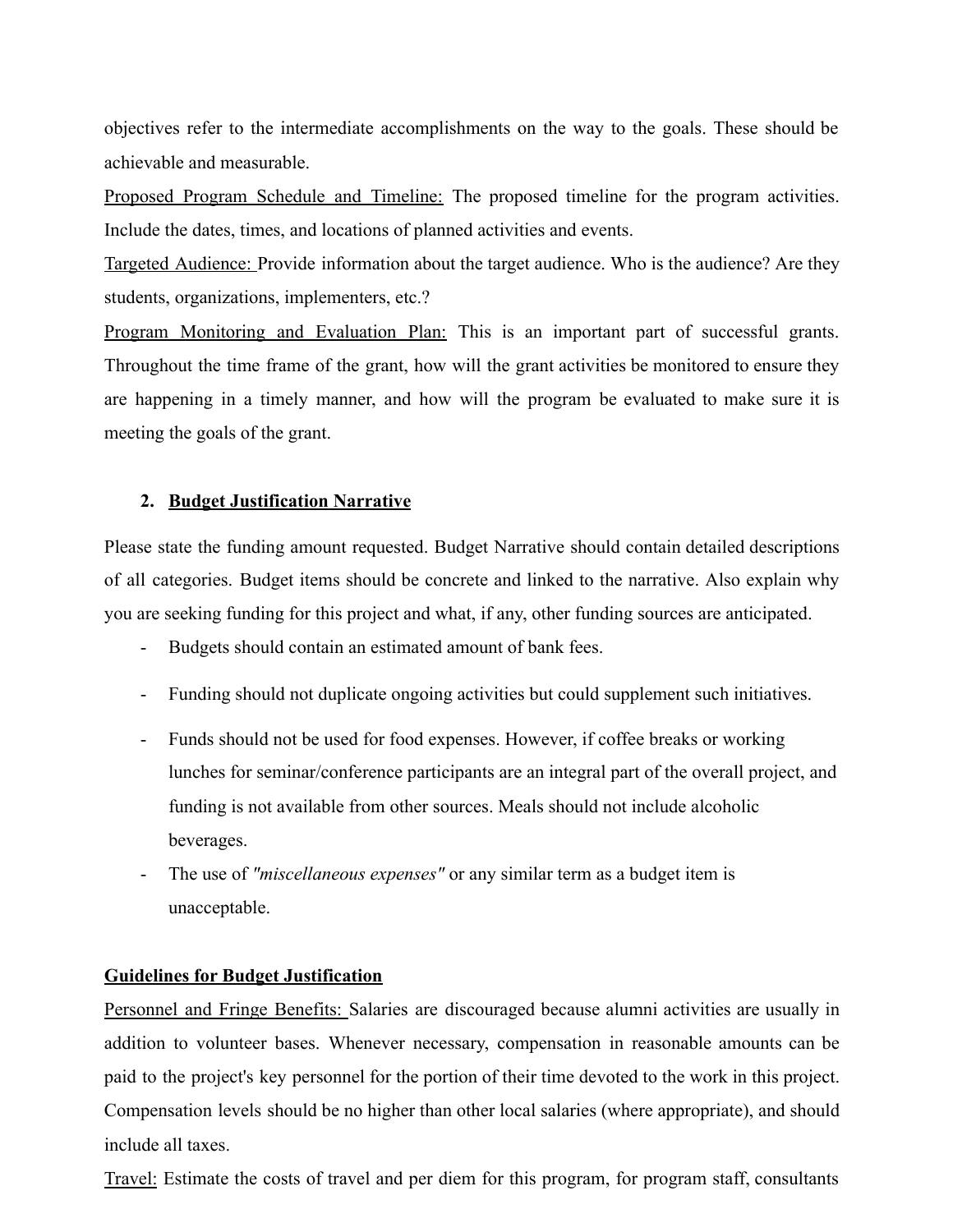objectives refer to the intermediate accomplishments on the way to the goals. These should be achievable and measurable.

Proposed Program Schedule and Timeline: The proposed timeline for the program activities. Include the dates, times, and locations of planned activities and events.

Targeted Audience: Provide information about the target audience. Who is the audience? Are they students, organizations, implementers, etc.?

Program Monitoring and Evaluation Plan: This is an important part of successful grants. Throughout the time frame of the grant, how will the grant activities be monitored to ensure they are happening in a timely manner, and how will the program be evaluated to make sure it is meeting the goals of the grant.

## 2. Budget Justification Narrative

Please state the funding amount requested. Budget Narrative should contain detailed descriptions of all categories. Budget items should be concrete and linked to the narrative. Also explain why you are seeking funding for this project and what, if any, other funding sources are anticipated.

- Budgets should contain an estimated amount of bank fees.
- Funding should not duplicate ongoing activities but could supplement such initiatives.
- Funds should not be used for food expenses. However, if coffee breaks or working lunches for seminar/conference participants are an integral part of the overall project, and funding is not available from other sources. Meals should not include alcoholic beverages.
- The use of *"miscellaneous expenses"* or any similar term as a budget item is unacceptable.

**Guidelines for Budget Justification**

Personnel and Fringe Benefits: Salaries are discouraged because alumni activities are usually in addition to volunteer bases. Whenever necessary, compensation in reasonable amounts can be paid to the project's key personnel for the portion of their time devoted to the work in this project. Compensation levels should be no higher than other local salaries (where appropriate), and should include all taxes.

Travel: Estimate the costs of travel and per diem for this program, for program staff, consultants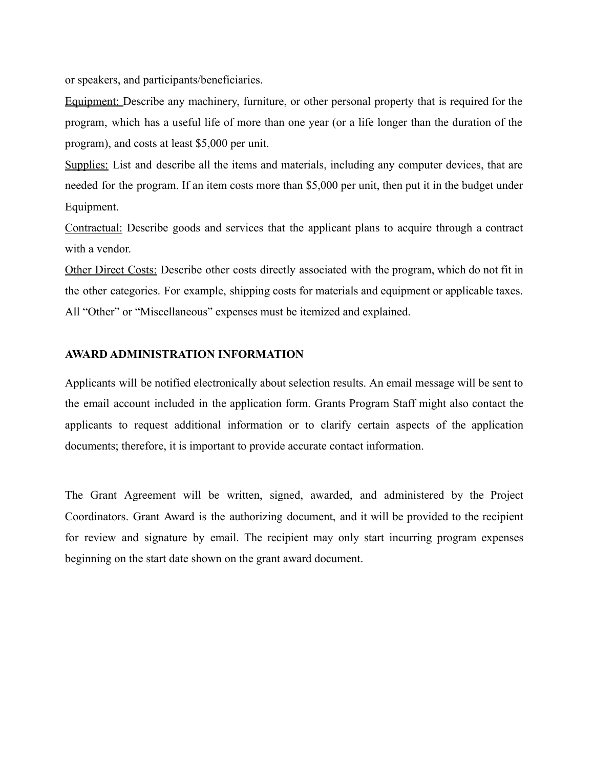or speakers, and participants/beneficiaries.

Equipment: Describe any machinery, furniture, or other personal property that is required for the program, which has a useful life of more than one year (or a life longer than the duration of the program), and costs at least $5,000 per unit.

Supplies: List and describe all the items and materials, including any computer devices, that are needed for the program. If an item costs more than $5,000 per unit, then put it in the budget under Equipment.

Contractual: Describe goods and services that the applicant plans to acquire through a contract with a vendor.

Other Direct Costs: Describe other costs directly associated with the program, which do not fit in the other categories. For example, shipping costs for materials and equipment or applicable taxes. All "Other" or "Miscellaneous" expenses must be itemized and explained.

**AWARD ADMINISTRATION INFORMATION**

Applicants will be notified electronically about selection results. An email message will be sent to the email account included in the application form. Grants Program Staff might also contact the applicants to request additional information or to clarify certain aspects of the application documents; therefore, it is important to provide accurate contact information.

The Grant Agreement will be written, signed, awarded, and administered by the Project Coordinators. Grant Award is the authorizing document, and it will be provided to the recipient for review and signature by email. The recipient may only start incurring program expenses beginning on the start date shown on the grant award document.